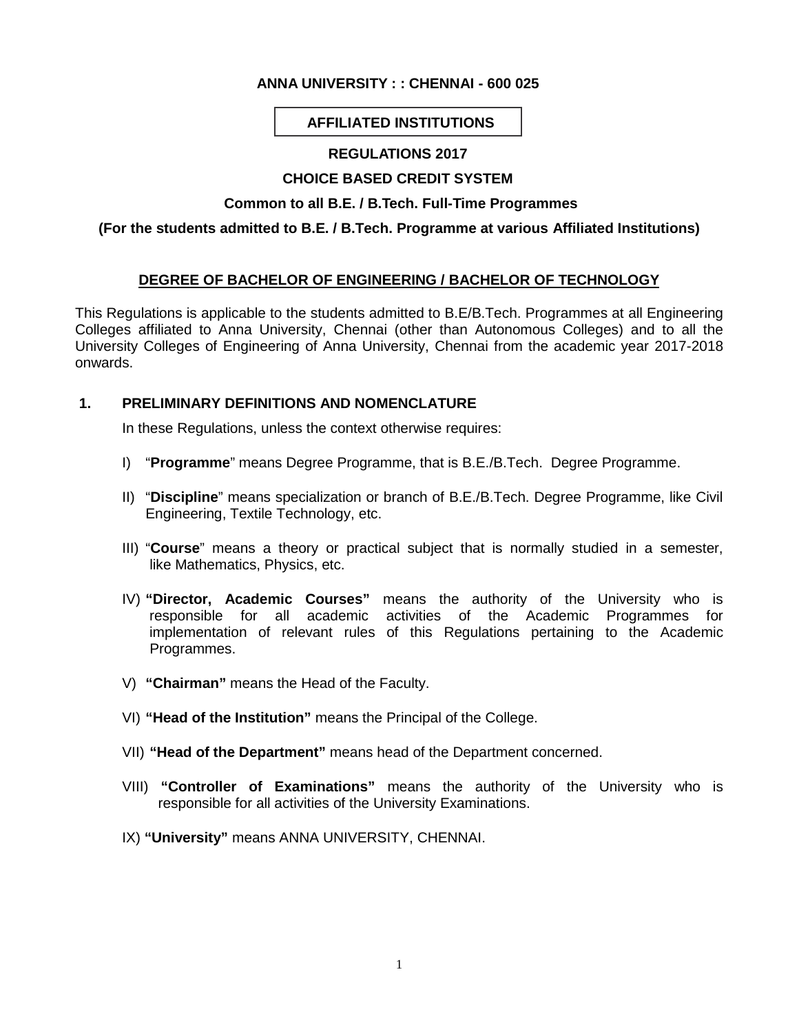**ANNA UNIVERSITY : : CHENNAI - 600 025**

**AFFILIATED INSTITUTIONS**

**REGULATIONS 2017**

**CHOICE BASED CREDIT SYSTEM**

**Common to all B.E. / B.Tech. Full-Time Programmes**

**(For the students admitted to B.E. / B.Tech. Programme at various Affiliated Institutions)**

## DEGREE OF BACHELOR OF ENGINEERING / BACHELOR OF TECHNOLOGY

This Regulations is applicable to the students admitted to B.E/B.Tech. Programmes at all Engineering Colleges affiliated to Anna University, Chennai (other than Autonomous Colleges) and to all the University Colleges of Engineering of Anna University, Chennai from the academic year 2017-2018 onwards.

### 1. PRELIMINARY DEFINITIONS AND NOMENCLATURE

In these Regulations, unless the context otherwise requires:

I) "**Programme**" means Degree Programme, that is B.E./B.Tech. Degree Programme.

II) "**Discipline**" means specialization or branch of B.E./B.Tech. Degree Programme, like Civil Engineering, Textile Technology, etc.

III) "**Course**" means a theory or practical subject that is normally studied in a semester, like Mathematics, Physics, etc.

IV) **"Director, Academic Courses"** means the authority of the University who is responsible for all academic activities of the Academic Programmes for implementation of relevant rules of this Regulations pertaining to the Academic Programmes.

V) **"Chairman"** means the Head of the Faculty.

VI) **"Head of the Institution"** means the Principal of the College.

VII) **"Head of the Department"** means head of the Department concerned.

VIII) **"Controller of Examinations"** means the authority of the University who is responsible for all activities of the University Examinations.

IX) **"University"** means ANNA UNIVERSITY, CHENNAI.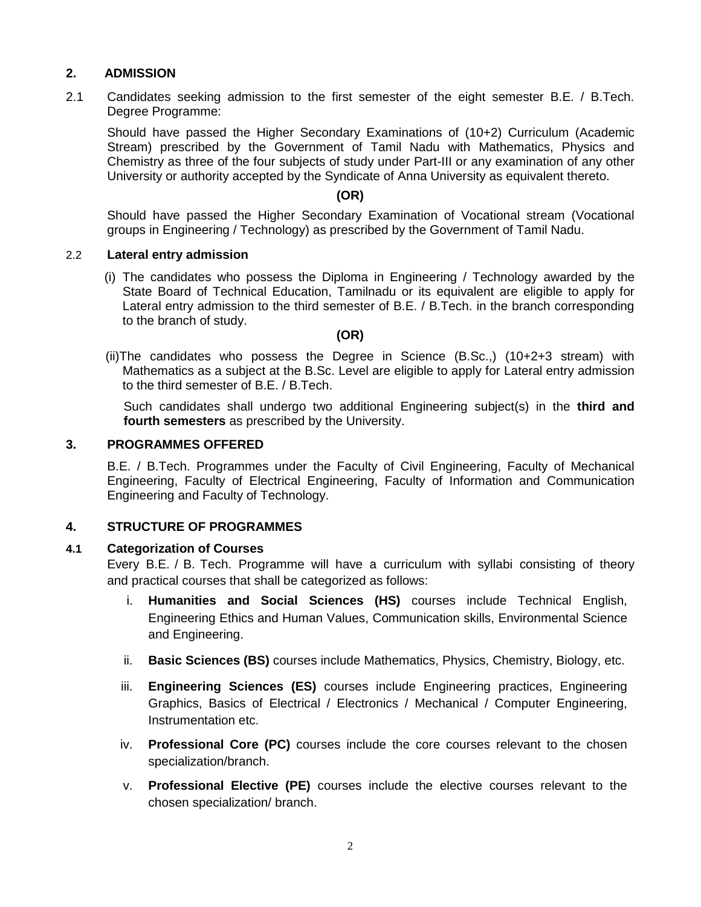## 2. ADMISSION

2.1 Candidates seeking admission to the first semester of the eight semester B.E. / B.Tech. Degree Programme:

Should have passed the Higher Secondary Examinations of (10+2) Curriculum (Academic Stream) prescribed by the Government of Tamil Nadu with Mathematics, Physics and Chemistry as three of the four subjects of study under Part-III or any examination of any other University or authority accepted by the Syndicate of Anna University as equivalent thereto.

**(OR)**

Should have passed the Higher Secondary Examination of Vocational stream (Vocational groups in Engineering / Technology) as prescribed by the Government of Tamil Nadu.

### 2.2 Lateral entry admission

(i) The candidates who possess the Diploma in Engineering / Technology awarded by the State Board of Technical Education, Tamilnadu or its equivalent are eligible to apply for Lateral entry admission to the third semester of B.E. / B.Tech. in the branch corresponding to the branch of study.

**(OR)**

(ii) The candidates who possess the Degree in Science (B.Sc.,) (10+2+3 stream) with Mathematics as a subject at the B.Sc. Level are eligible to apply for Lateral entry admission to the third semester of B.E. / B.Tech.

Such candidates shall undergo two additional Engineering subject(s) in the **third and fourth semesters** as prescribed by the University.

## 3. PROGRAMMES OFFERED

B.E. / B.Tech. Programmes under the Faculty of Civil Engineering, Faculty of Mechanical Engineering, Faculty of Electrical Engineering, Faculty of Information and Communication Engineering and Faculty of Technology.

## 4. STRUCTURE OF PROGRAMMES

### 4.1 Categorization of Courses

Every B.E. / B. Tech. Programme will have a curriculum with syllabi consisting of theory and practical courses that shall be categorized as follows:

i. **Humanities and Social Sciences (HS)** courses include Technical English, Engineering Ethics and Human Values, Communication skills, Environmental Science and Engineering.

ii. **Basic Sciences (BS)** courses include Mathematics, Physics, Chemistry, Biology, etc.

iii. **Engineering Sciences (ES)** courses include Engineering practices, Engineering Graphics, Basics of Electrical / Electronics / Mechanical / Computer Engineering, Instrumentation etc.

iv. **Professional Core (PC)** courses include the core courses relevant to the chosen specialization/branch.

v. **Professional Elective (PE)** courses include the elective courses relevant to the chosen specialization/ branch.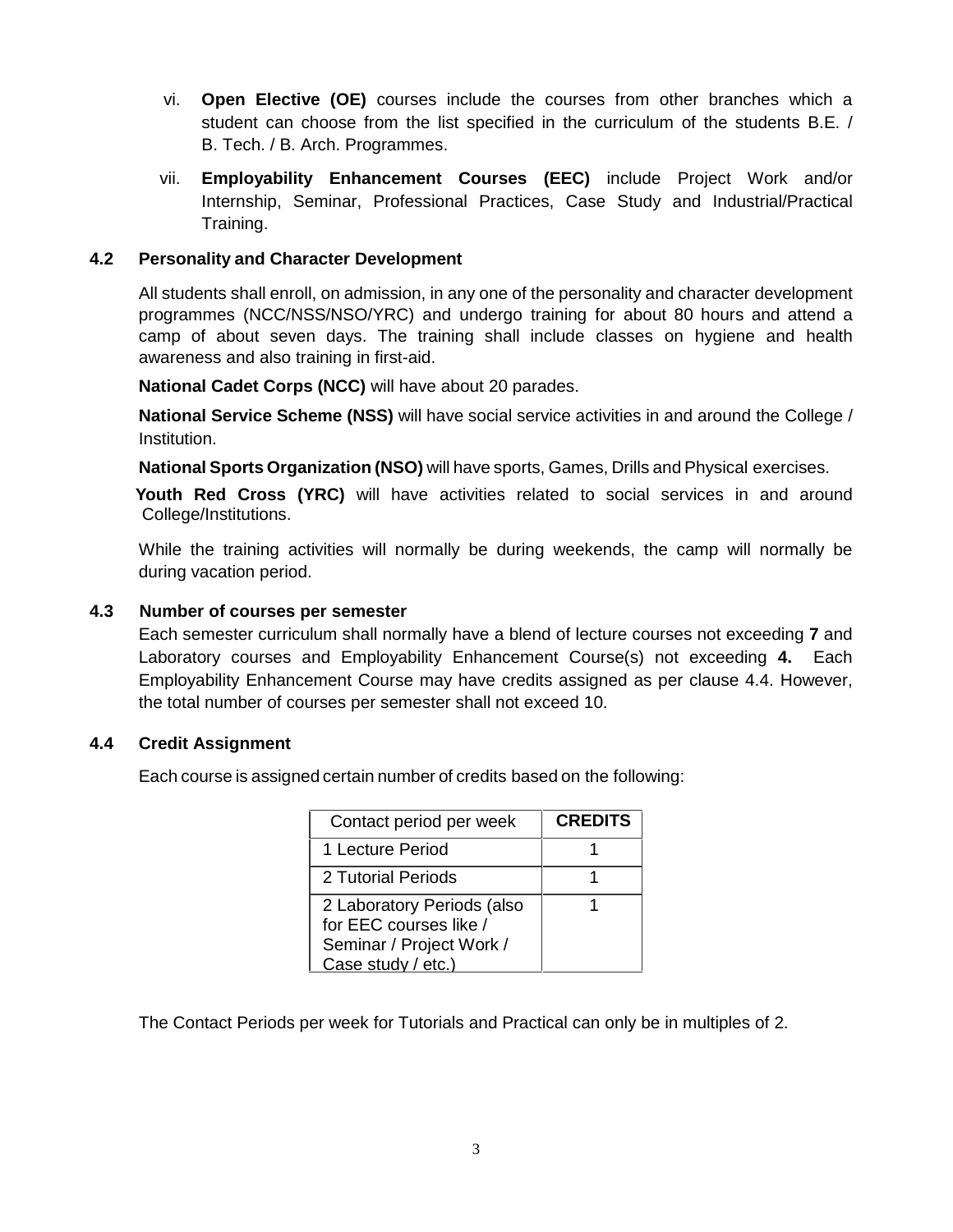vi. **Open Elective (OE)** courses include the courses from other branches which a student can choose from the list specified in the curriculum of the students B.E. / B. Tech. / B. Arch. Programmes.

vii. **Employability Enhancement Courses (EEC)** include Project Work and/or Internship, Seminar, Professional Practices, Case Study and Industrial/Practical Training.

### 4.2 Personality and Character Development

All students shall enroll, on admission, in any one of the personality and character development programmes (NCC/NSS/NSO/YRC) and undergo training for about 80 hours and attend a camp of about seven days. The training shall include classes on hygiene and health awareness and also training in first-aid.

**National Cadet Corps (NCC)** will have about 20 parades.

**National Service Scheme (NSS)** will have social service activities in and around the College / Institution.

**National Sports Organization (NSO)** will have sports, Games, Drills and Physical exercises.

**Youth Red Cross (YRC)** will have activities related to social services in and around College/Institutions.

While the training activities will normally be during weekends, the camp will normally be during vacation period.

### 4.3 Number of courses per semester

Each semester curriculum shall normally have a blend of lecture courses not exceeding **7** and Laboratory courses and Employability Enhancement Course(s) not exceeding **4.** Each Employability Enhancement Course may have credits assigned as per clause 4.4. However, the total number of courses per semester shall not exceed 10.

### 4.4 Credit Assignment

Each course is assigned certain number of credits based on the following:

| Contact period per week | **CREDITS** |
|---|---|
| 1 Lecture Period | 1 |
| 2 Tutorial Periods | 1 |
| 2 Laboratory Periods (also for EEC courses like / Seminar / Project Work / Case study / etc.) | 1 |

The Contact Periods per week for Tutorials and Practical can only be in multiples of 2.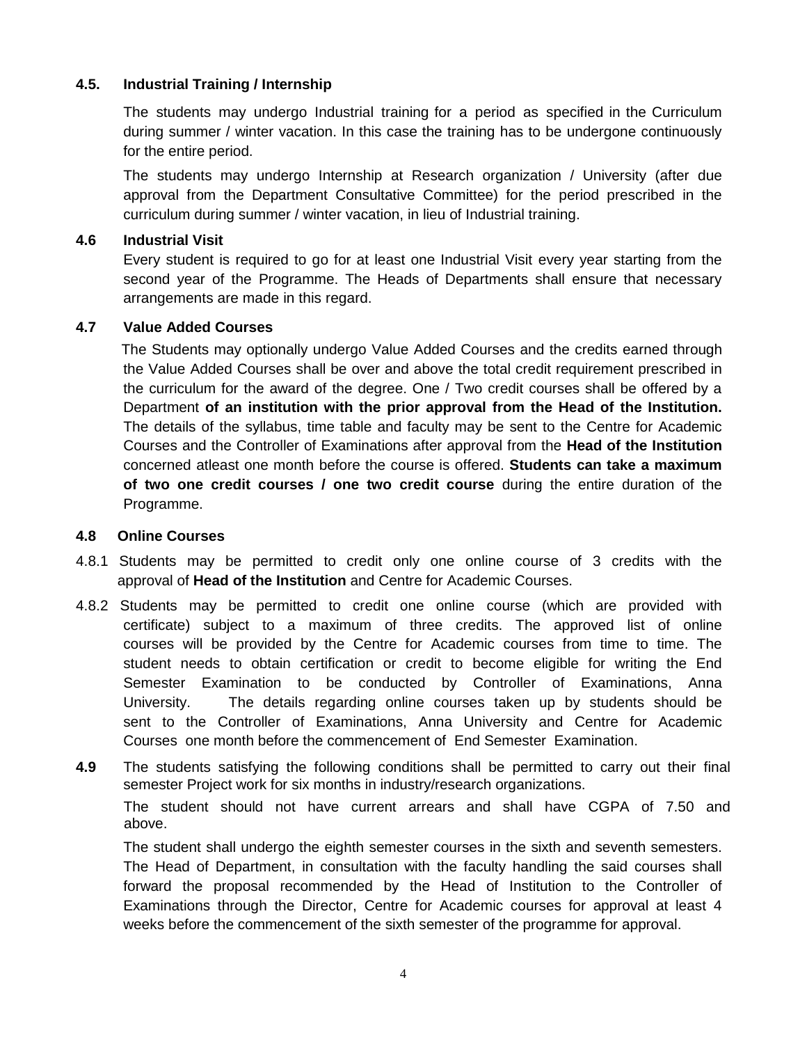### 4.5. Industrial Training / Internship

The students may undergo Industrial training for a period as specified in the Curriculum during summer / winter vacation. In this case the training has to be undergone continuously for the entire period.

The students may undergo Internship at Research organization / University (after due approval from the Department Consultative Committee) for the period prescribed in the curriculum during summer / winter vacation, in lieu of Industrial training.

### 4.6 Industrial Visit

Every student is required to go for at least one Industrial Visit every year starting from the second year of the Programme. The Heads of Departments shall ensure that necessary arrangements are made in this regard.

### 4.7 Value Added Courses

The Students may optionally undergo Value Added Courses and the credits earned through the Value Added Courses shall be over and above the total credit requirement prescribed in the curriculum for the award of the degree. One / Two credit courses shall be offered by a Department **of an institution with the prior approval from the Head of the Institution.** The details of the syllabus, time table and faculty may be sent to the Centre for Academic Courses and the Controller of Examinations after approval from the **Head of the Institution** concerned atleast one month before the course is offered. **Students can take a maximum of two one credit courses / one two credit course** during the entire duration of the Programme.

### 4.8 Online Courses

4.8.1 Students may be permitted to credit only one online course of 3 credits with the approval of **Head of the Institution** and Centre for Academic Courses.

4.8.2 Students may be permitted to credit one online course (which are provided with certificate) subject to a maximum of three credits. The approved list of online courses will be provided by the Centre for Academic courses from time to time. The student needs to obtain certification or credit to become eligible for writing the End Semester Examination to be conducted by Controller of Examinations, Anna University. The details regarding online courses taken up by students should be sent to the Controller of Examinations, Anna University and Centre for Academic Courses one month before the commencement of End Semester Examination.

**4.9** The students satisfying the following conditions shall be permitted to carry out their final semester Project work for six months in industry/research organizations.

The student should not have current arrears and shall have CGPA of 7.50 and above.

The student shall undergo the eighth semester courses in the sixth and seventh semesters. The Head of Department, in consultation with the faculty handling the said courses shall forward the proposal recommended by the Head of Institution to the Controller of Examinations through the Director, Centre for Academic courses for approval at least 4 weeks before the commencement of the sixth semester of the programme for approval.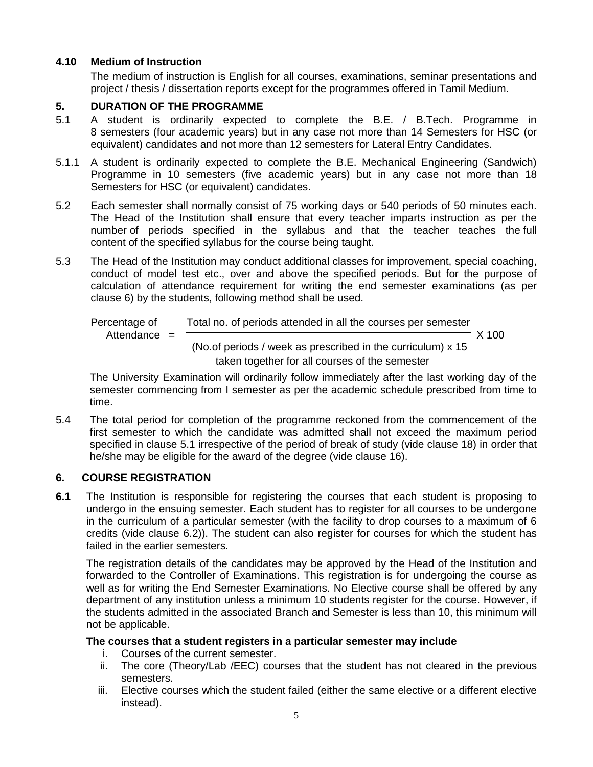### 4.10 Medium of Instruction

The medium of instruction is English for all courses, examinations, seminar presentations and project / thesis / dissertation reports except for the programmes offered in Tamil Medium.

## 5. DURATION OF THE PROGRAMME

5.1 A student is ordinarily expected to complete the B.E. / B.Tech. Programme in 8 semesters (four academic years) but in any case not more than 14 Semesters for HSC (or equivalent) candidates and not more than 12 semesters for Lateral Entry Candidates.

5.1.1 A student is ordinarily expected to complete the B.E. Mechanical Engineering (Sandwich) Programme in 10 semesters (five academic years) but in any case not more than 18 Semesters for HSC (or equivalent) candidates.

5.2 Each semester shall normally consist of 75 working days or 540 periods of 50 minutes each. The Head of the Institution shall ensure that every teacher imparts instruction as per the number of periods specified in the syllabus and that the teacher teaches the full content of the specified syllabus for the course being taught.

5.3 The Head of the Institution may conduct additional classes for improvement, special coaching, conduct of model test etc., over and above the specified periods. But for the purpose of calculation of attendance requirement for writing the end semester examinations (as per clause 6) by the students, following method shall be used.

$$\text{Percentage of Attendance} = \frac{\text{Total no. of periods attended in all the courses per semester}}{\begin{array}{c}\text{(No.of periods / week as prescribed in the curriculum) x 15} \\ \text{taken together for all courses of the semester}\end{array}} \times 100$$

The University Examination will ordinarily follow immediately after the last working day of the semester commencing from I semester as per the academic schedule prescribed from time to time.

5.4 The total period for completion of the programme reckoned from the commencement of the first semester to which the candidate was admitted shall not exceed the maximum period specified in clause 5.1 irrespective of the period of break of study (vide clause 18) in order that he/she may be eligible for the award of the degree (vide clause 16).

## 6. COURSE REGISTRATION

**6.1** The Institution is responsible for registering the courses that each student is proposing to undergo in the ensuing semester. Each student has to register for all courses to be undergone in the curriculum of a particular semester (with the facility to drop courses to a maximum of 6 credits (vide clause 6.2)). The student can also register for courses for which the student has failed in the earlier semesters.

The registration details of the candidates may be approved by the Head of the Institution and forwarded to the Controller of Examinations. This registration is for undergoing the course as well as for writing the End Semester Examinations. No Elective course shall be offered by any department of any institution unless a minimum 10 students register for the course. However, if the students admitted in the associated Branch and Semester is less than 10, this minimum will not be applicable.

**The courses that a student registers in a particular semester may include**

i. Courses of the current semester.
ii. The core (Theory/Lab /EEC) courses that the student has not cleared in the previous semesters.
iii. Elective courses which the student failed (either the same elective or a different elective instead).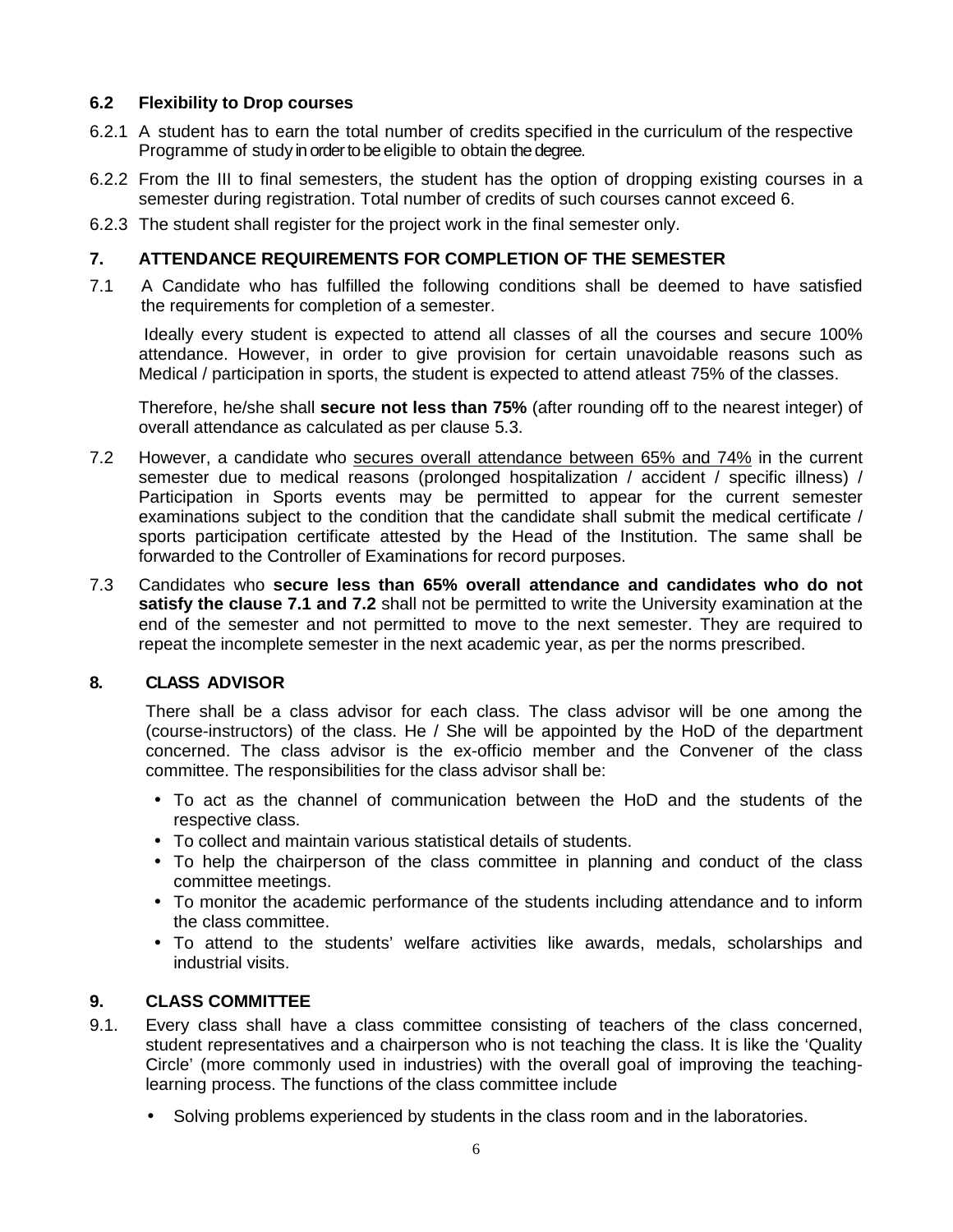### 6.2 Flexibility to Drop courses

6.2.1 A student has to earn the total number of credits specified in the curriculum of the respective Programme of study in order to be eligible to obtain the degree.

6.2.2 From the III to final semesters, the student has the option of dropping existing courses in a semester during registration. Total number of credits of such courses cannot exceed 6.

6.2.3 The student shall register for the project work in the final semester only.

## 7. ATTENDANCE REQUIREMENTS FOR COMPLETION OF THE SEMESTER

7.1 A Candidate who has fulfilled the following conditions shall be deemed to have satisfied the requirements for completion of a semester.

Ideally every student is expected to attend all classes of all the courses and secure 100% attendance. However, in order to give provision for certain unavoidable reasons such as Medical / participation in sports, the student is expected to attend atleast 75% of the classes.

Therefore, he/she shall **secure not less than 75%** (after rounding off to the nearest integer) of overall attendance as calculated as per clause 5.3.

7.2 However, a candidate who secures overall attendance between 65% and 74% in the current semester due to medical reasons (prolonged hospitalization / accident / specific illness) / Participation in Sports events may be permitted to appear for the current semester examinations subject to the condition that the candidate shall submit the medical certificate / sports participation certificate attested by the Head of the Institution. The same shall be forwarded to the Controller of Examinations for record purposes.

7.3 Candidates who **secure less than 65% overall attendance and candidates who do not satisfy the clause 7.1 and 7.2** shall not be permitted to write the University examination at the end of the semester and not permitted to move to the next semester. They are required to repeat the incomplete semester in the next academic year, as per the norms prescribed.

## 8. CLASS ADVISOR

There shall be a class advisor for each class. The class advisor will be one among the (course-instructors) of the class. He / She will be appointed by the HoD of the department concerned. The class advisor is the ex-officio member and the Convener of the class committee. The responsibilities for the class advisor shall be:

- To act as the channel of communication between the HoD and the students of the respective class.
- To collect and maintain various statistical details of students.
- To help the chairperson of the class committee in planning and conduct of the class committee meetings.
- To monitor the academic performance of the students including attendance and to inform the class committee.
- To attend to the students' welfare activities like awards, medals, scholarships and industrial visits.

## 9. CLASS COMMITTEE

9.1. Every class shall have a class committee consisting of teachers of the class concerned, student representatives and a chairperson who is not teaching the class. It is like the 'Quality Circle' (more commonly used in industries) with the overall goal of improving the teaching-learning process. The functions of the class committee include

- Solving problems experienced by students in the class room and in the laboratories.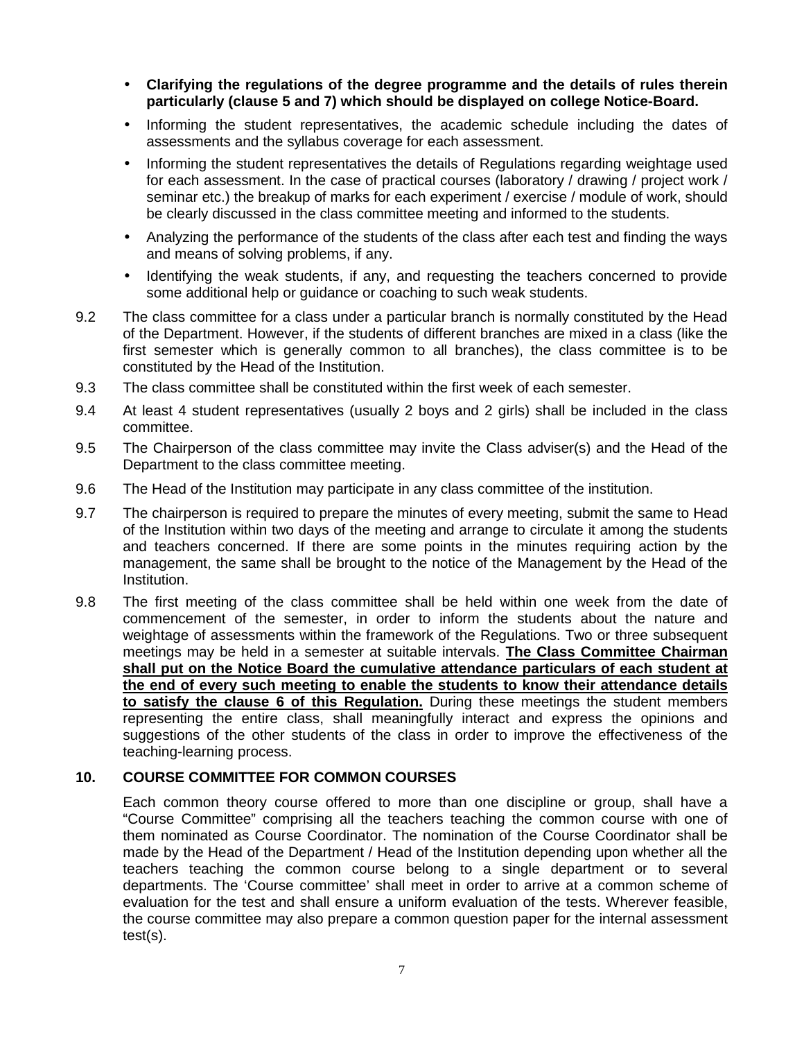- **Clarifying the regulations of the degree programme and the details of rules therein particularly (clause 5 and 7) which should be displayed on college Notice-Board.**
- Informing the student representatives, the academic schedule including the dates of assessments and the syllabus coverage for each assessment.
- Informing the student representatives the details of Regulations regarding weightage used for each assessment. In the case of practical courses (laboratory / drawing / project work / seminar etc.) the breakup of marks for each experiment / exercise / module of work, should be clearly discussed in the class committee meeting and informed to the students.
- Analyzing the performance of the students of the class after each test and finding the ways and means of solving problems, if any.
- Identifying the weak students, if any, and requesting the teachers concerned to provide some additional help or guidance or coaching to such weak students.

9.2 The class committee for a class under a particular branch is normally constituted by the Head of the Department. However, if the students of different branches are mixed in a class (like the first semester which is generally common to all branches), the class committee is to be constituted by the Head of the Institution.

9.3 The class committee shall be constituted within the first week of each semester.

9.4 At least 4 student representatives (usually 2 boys and 2 girls) shall be included in the class committee.

9.5 The Chairperson of the class committee may invite the Class adviser(s) and the Head of the Department to the class committee meeting.

9.6 The Head of the Institution may participate in any class committee of the institution.

9.7 The chairperson is required to prepare the minutes of every meeting, submit the same to Head of the Institution within two days of the meeting and arrange to circulate it among the students and teachers concerned. If there are some points in the minutes requiring action by the management, the same shall be brought to the notice of the Management by the Head of the Institution.

9.8 The first meeting of the class committee shall be held within one week from the date of commencement of the semester, in order to inform the students about the nature and weightage of assessments within the framework of the Regulations. Two or three subsequent meetings may be held in a semester at suitable intervals. **The Class Committee Chairman shall put on the Notice Board the cumulative attendance particulars of each student at the end of every such meeting to enable the students to know their attendance details to satisfy the clause 6 of this Regulation.** During these meetings the student members representing the entire class, shall meaningfully interact and express the opinions and suggestions of the other students of the class in order to improve the effectiveness of the teaching-learning process.

## 10. COURSE COMMITTEE FOR COMMON COURSES

Each common theory course offered to more than one discipline or group, shall have a "Course Committee" comprising all the teachers teaching the common course with one of them nominated as Course Coordinator. The nomination of the Course Coordinator shall be made by the Head of the Department / Head of the Institution depending upon whether all the teachers teaching the common course belong to a single department or to several departments. The 'Course committee' shall meet in order to arrive at a common scheme of evaluation for the test and shall ensure a uniform evaluation of the tests. Wherever feasible, the course committee may also prepare a common question paper for the internal assessment test(s).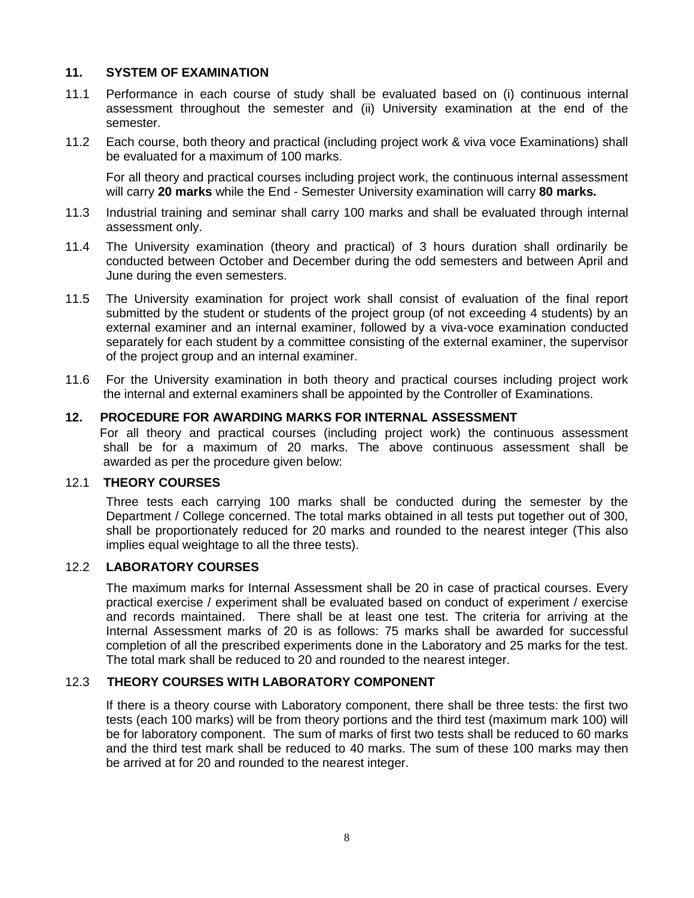## 11. SYSTEM OF EXAMINATION

11.1 Performance in each course of study shall be evaluated based on (i) continuous internal assessment throughout the semester and (ii) University examination at the end of the semester.

11.2 Each course, both theory and practical (including project work & viva voce Examinations) shall be evaluated for a maximum of 100 marks.

For all theory and practical courses including project work, the continuous internal assessment will carry **20 marks** while the End - Semester University examination will carry **80 marks.**

11.3 Industrial training and seminar shall carry 100 marks and shall be evaluated through internal assessment only.

11.4 The University examination (theory and practical) of 3 hours duration shall ordinarily be conducted between October and December during the odd semesters and between April and June during the even semesters.

11.5 The University examination for project work shall consist of evaluation of the final report submitted by the student or students of the project group (of not exceeding 4 students) by an external examiner and an internal examiner, followed by a viva-voce examination conducted separately for each student by a committee consisting of the external examiner, the supervisor of the project group and an internal examiner.

11.6 For the University examination in both theory and practical courses including project work the internal and external examiners shall be appointed by the Controller of Examinations.

## 12. PROCEDURE FOR AWARDING MARKS FOR INTERNAL ASSESSMENT

For all theory and practical courses (including project work) the continuous assessment shall be for a maximum of 20 marks. The above continuous assessment shall be awarded as per the procedure given below:

### 12.1 THEORY COURSES

Three tests each carrying 100 marks shall be conducted during the semester by the Department / College concerned. The total marks obtained in all tests put together out of 300, shall be proportionately reduced for 20 marks and rounded to the nearest integer (This also implies equal weightage to all the three tests).

### 12.2 LABORATORY COURSES

The maximum marks for Internal Assessment shall be 20 in case of practical courses. Every practical exercise / experiment shall be evaluated based on conduct of experiment / exercise and records maintained. There shall be at least one test. The criteria for arriving at the Internal Assessment marks of 20 is as follows: 75 marks shall be awarded for successful completion of all the prescribed experiments done in the Laboratory and 25 marks for the test. The total mark shall be reduced to 20 and rounded to the nearest integer.

### 12.3 THEORY COURSES WITH LABORATORY COMPONENT

If there is a theory course with Laboratory component, there shall be three tests: the first two tests (each 100 marks) will be from theory portions and the third test (maximum mark 100) will be for laboratory component. The sum of marks of first two tests shall be reduced to 60 marks and the third test mark shall be reduced to 40 marks. The sum of these 100 marks may then be arrived at for 20 and rounded to the nearest integer.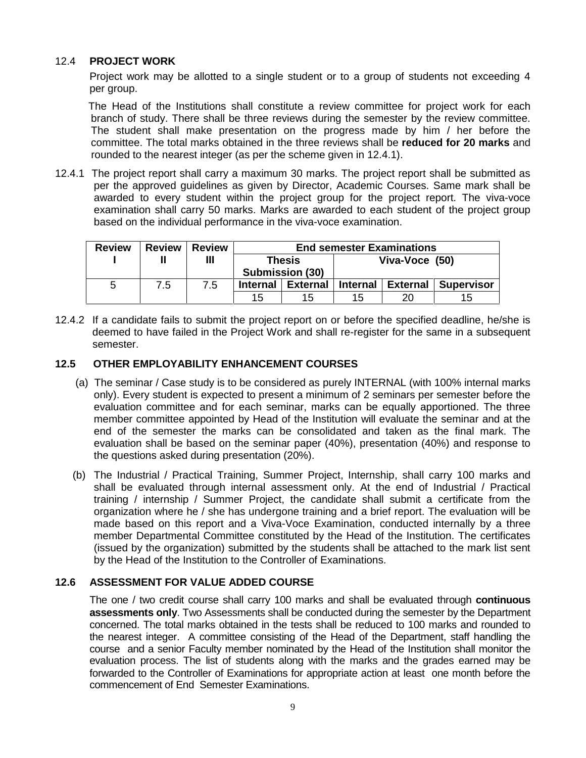## 12.4 PROJECT WORK

Project work may be allotted to a single student or to a group of students not exceeding 4 per group.

The Head of the Institutions shall constitute a review committee for project work for each branch of study. There shall be three reviews during the semester by the review committee. The student shall make presentation on the progress made by him / her before the committee. The total marks obtained in the three reviews shall be **reduced for 20 marks** and rounded to the nearest integer (as per the scheme given in 12.4.1).

12.4.1 The project report shall carry a maximum 30 marks. The project report shall be submitted as per the approved guidelines as given by Director, Academic Courses. Same mark shall be awarded to every student within the project group for the project report. The viva-voce examination shall carry 50 marks. Marks are awarded to each student of the project group based on the individual performance in the viva-voce examination.

| Review I | Review II | Review III | End semester Examinations | | | | |
|---|---|---|---|---|---|---|---|
| | | | Thesis Submission (30) | | Viva-Voce (50) | | |
| 5 | 7.5 | 7.5 | Internal | External | Internal | External | Supervisor |
| | | | 15 | 15 | 15 | 20 | 15 |

12.4.2 If a candidate fails to submit the project report on or before the specified deadline, he/she is deemed to have failed in the Project Work and shall re-register for the same in a subsequent semester.

## 12.5 OTHER EMPLOYABILITY ENHANCEMENT COURSES

(a) The seminar / Case study is to be considered as purely INTERNAL (with 100% internal marks only). Every student is expected to present a minimum of 2 seminars per semester before the evaluation committee and for each seminar, marks can be equally apportioned. The three member committee appointed by Head of the Institution will evaluate the seminar and at the end of the semester the marks can be consolidated and taken as the final mark. The evaluation shall be based on the seminar paper (40%), presentation (40%) and response to the questions asked during presentation (20%).

(b) The Industrial / Practical Training, Summer Project, Internship, shall carry 100 marks and shall be evaluated through internal assessment only. At the end of Industrial / Practical training / internship / Summer Project, the candidate shall submit a certificate from the organization where he / she has undergone training and a brief report. The evaluation will be made based on this report and a Viva-Voce Examination, conducted internally by a three member Departmental Committee constituted by the Head of the Institution. The certificates (issued by the organization) submitted by the students shall be attached to the mark list sent by the Head of the Institution to the Controller of Examinations.

## 12.6 ASSESSMENT FOR VALUE ADDED COURSE

The one / two credit course shall carry 100 marks and shall be evaluated through **continuous assessments only**. Two Assessments shall be conducted during the semester by the Department concerned. The total marks obtained in the tests shall be reduced to 100 marks and rounded to the nearest integer. A committee consisting of the Head of the Department, staff handling the course and a senior Faculty member nominated by the Head of the Institution shall monitor the evaluation process. The list of students along with the marks and the grades earned may be forwarded to the Controller of Examinations for appropriate action at least one month before the commencement of End Semester Examinations.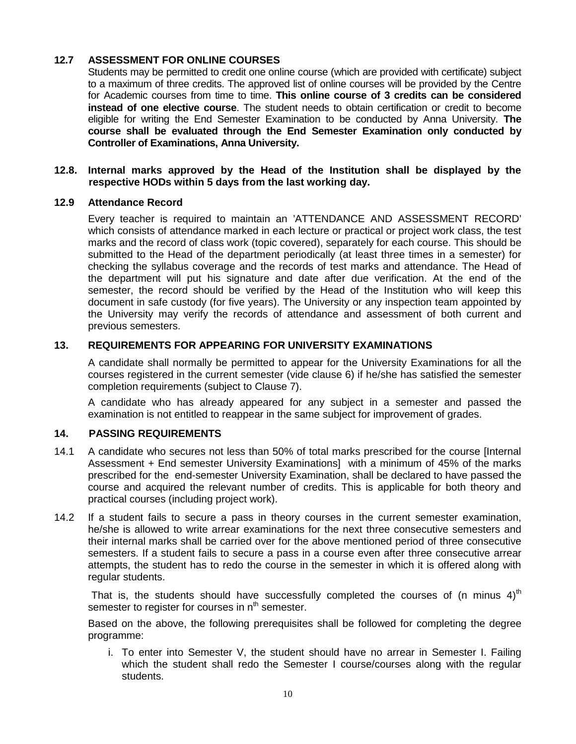### 12.7 ASSESSMENT FOR ONLINE COURSES

Students may be permitted to credit one online course (which are provided with certificate) subject to a maximum of three credits. The approved list of online courses will be provided by the Centre for Academic courses from time to time. **This online course of 3 credits can be considered instead of one elective course**. The student needs to obtain certification or credit to become eligible for writing the End Semester Examination to be conducted by Anna University. **The course shall be evaluated through the End Semester Examination only conducted by Controller of Examinations, Anna University.**

### 12.8. Internal marks approved by the Head of the Institution shall be displayed by the respective HODs within 5 days from the last working day.

### 12.9 Attendance Record

Every teacher is required to maintain an 'ATTENDANCE AND ASSESSMENT RECORD' which consists of attendance marked in each lecture or practical or project work class, the test marks and the record of class work (topic covered), separately for each course. This should be submitted to the Head of the department periodically (at least three times in a semester) for checking the syllabus coverage and the records of test marks and attendance. The Head of the department will put his signature and date after due verification. At the end of the semester, the record should be verified by the Head of the Institution who will keep this document in safe custody (for five years). The University or any inspection team appointed by the University may verify the records of attendance and assessment of both current and previous semesters.

## 13. REQUIREMENTS FOR APPEARING FOR UNIVERSITY EXAMINATIONS

A candidate shall normally be permitted to appear for the University Examinations for all the courses registered in the current semester (vide clause 6) if he/she has satisfied the semester completion requirements (subject to Clause 7).

A candidate who has already appeared for any subject in a semester and passed the examination is not entitled to reappear in the same subject for improvement of grades.

## 14. PASSING REQUIREMENTS

14.1 A candidate who secures not less than 50% of total marks prescribed for the course [Internal Assessment + End semester University Examinations] with a minimum of 45% of the marks prescribed for the end-semester University Examination, shall be declared to have passed the course and acquired the relevant number of credits. This is applicable for both theory and practical courses (including project work).

14.2 If a student fails to secure a pass in theory courses in the current semester examination, he/she is allowed to write arrear examinations for the next three consecutive semesters and their internal marks shall be carried over for the above mentioned period of three consecutive semesters. If a student fails to secure a pass in a course even after three consecutive arrear attempts, the student has to redo the course in the semester in which it is offered along with regular students.

That is, the students should have successfully completed the courses of (n minus $4)^{th}$ semester to register for courses in $n^{th}$ semester.

Based on the above, the following prerequisites shall be followed for completing the degree programme:

i. To enter into Semester V, the student should have no arrear in Semester I. Failing which the student shall redo the Semester I course/courses along with the regular students.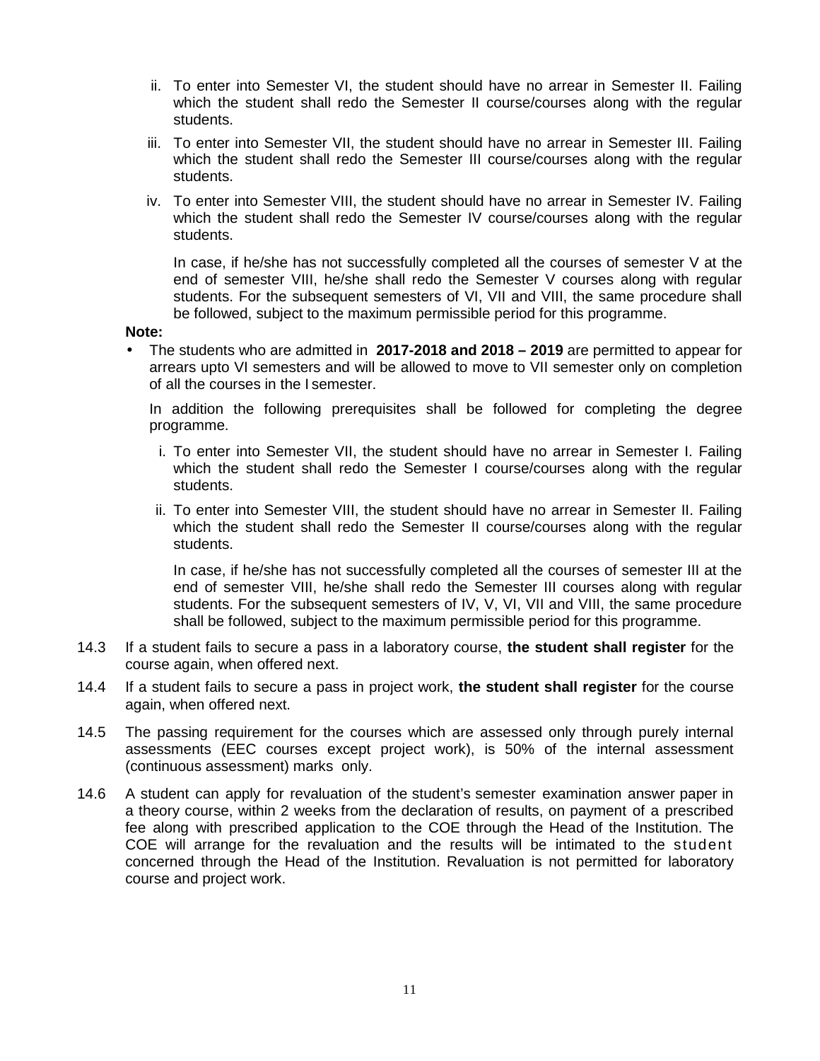ii. To enter into Semester VI, the student should have no arrear in Semester II. Failing which the student shall redo the Semester II course/courses along with the regular students.

iii. To enter into Semester VII, the student should have no arrear in Semester III. Failing which the student shall redo the Semester III course/courses along with the regular students.

iv. To enter into Semester VIII, the student should have no arrear in Semester IV. Failing which the student shall redo the Semester IV course/courses along with the regular students.

In case, if he/she has not successfully completed all the courses of semester V at the end of semester VIII, he/she shall redo the Semester V courses along with regular students. For the subsequent semesters of VI, VII and VIII, the same procedure shall be followed, subject to the maximum permissible period for this programme.

**Note:**

- The students who are admitted in **2017-2018 and 2018 – 2019** are permitted to appear for arrears upto VI semesters and will be allowed to move to VII semester only on completion of all the courses in the I semester.

  In addition the following prerequisites shall be followed for completing the degree programme.

  i. To enter into Semester VII, the student should have no arrear in Semester I. Failing which the student shall redo the Semester I course/courses along with the regular students.

  ii. To enter into Semester VIII, the student should have no arrear in Semester II. Failing which the student shall redo the Semester II course/courses along with the regular students.

  In case, if he/she has not successfully completed all the courses of semester III at the end of semester VIII, he/she shall redo the Semester III courses along with regular students. For the subsequent semesters of IV, V, VI, VII and VIII, the same procedure shall be followed, subject to the maximum permissible period for this programme.

14.3 If a student fails to secure a pass in a laboratory course, **the student shall register** for the course again, when offered next.

14.4 If a student fails to secure a pass in project work, **the student shall register** for the course again, when offered next.

14.5 The passing requirement for the courses which are assessed only through purely internal assessments (EEC courses except project work), is 50% of the internal assessment (continuous assessment) marks only.

14.6 A student can apply for revaluation of the student's semester examination answer paper in a theory course, within 2 weeks from the declaration of results, on payment of a prescribed fee along with prescribed application to the COE through the Head of the Institution. The COE will arrange for the revaluation and the results will be intimated to the student concerned through the Head of the Institution. Revaluation is not permitted for laboratory course and project work.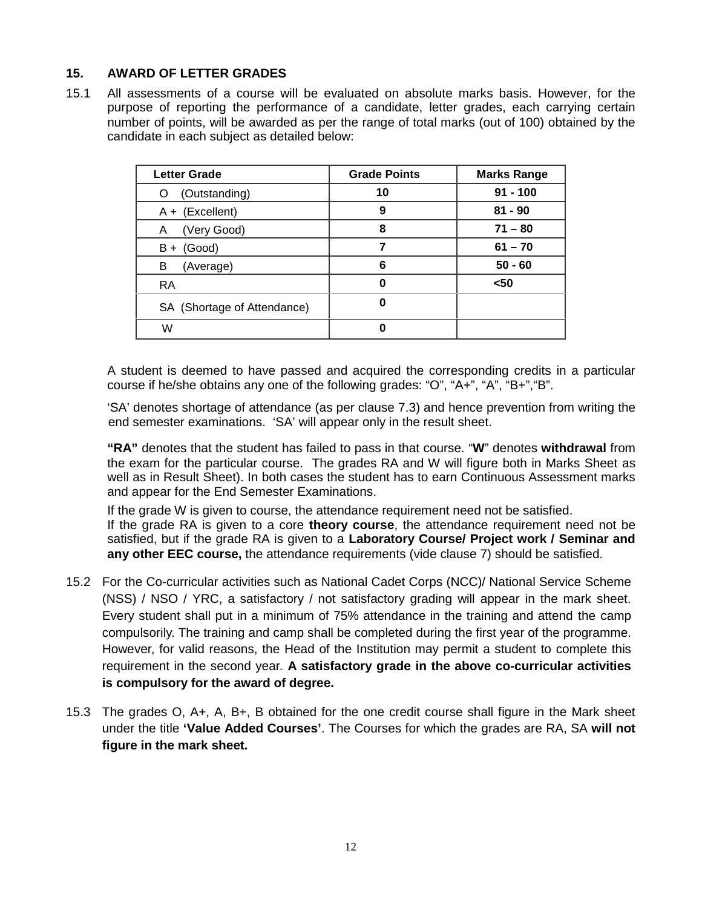## 15. AWARD OF LETTER GRADES

15.1 All assessments of a course will be evaluated on absolute marks basis. However, for the purpose of reporting the performance of a candidate, letter grades, each carrying certain number of points, will be awarded as per the range of total marks (out of 100) obtained by the candidate in each subject as detailed below:

| Letter Grade | Grade Points | Marks Range |
|---|---|---|
| O (Outstanding) | 10 | 91 - 100 |
| A + (Excellent) | 9 | 81 - 90 |
| A (Very Good) | 8 | 71 – 80 |
| B + (Good) | 7 | 61 – 70 |
| B (Average) | 6 | 50 - 60 |
| RA | 0 | <50 |
| SA (Shortage of Attendance) | 0 | |
| W | 0 | |

A student is deemed to have passed and acquired the corresponding credits in a particular course if he/she obtains any one of the following grades: "O", "A+", "A", "B+","B".

'SA' denotes shortage of attendance (as per clause 7.3) and hence prevention from writing the end semester examinations. 'SA' will appear only in the result sheet.

**"RA"** denotes that the student has failed to pass in that course. "**W**" denotes **withdrawal** from the exam for the particular course. The grades RA and W will figure both in Marks Sheet as well as in Result Sheet). In both cases the student has to earn Continuous Assessment marks and appear for the End Semester Examinations.

If the grade W is given to course, the attendance requirement need not be satisfied.
If the grade RA is given to a core **theory course**, the attendance requirement need not be satisfied, but if the grade RA is given to a **Laboratory Course/ Project work / Seminar and any other EEC course,** the attendance requirements (vide clause 7) should be satisfied.

15.2 For the Co-curricular activities such as National Cadet Corps (NCC)/ National Service Scheme (NSS) / NSO / YRC, a satisfactory / not satisfactory grading will appear in the mark sheet. Every student shall put in a minimum of 75% attendance in the training and attend the camp compulsorily. The training and camp shall be completed during the first year of the programme. However, for valid reasons, the Head of the Institution may permit a student to complete this requirement in the second year. **A satisfactory grade in the above co-curricular activities is compulsory for the award of degree.**

15.3 The grades O, A+, A, B+, B obtained for the one credit course shall figure in the Mark sheet under the title **'Value Added Courses'**. The Courses for which the grades are RA, SA **will not figure in the mark sheet.**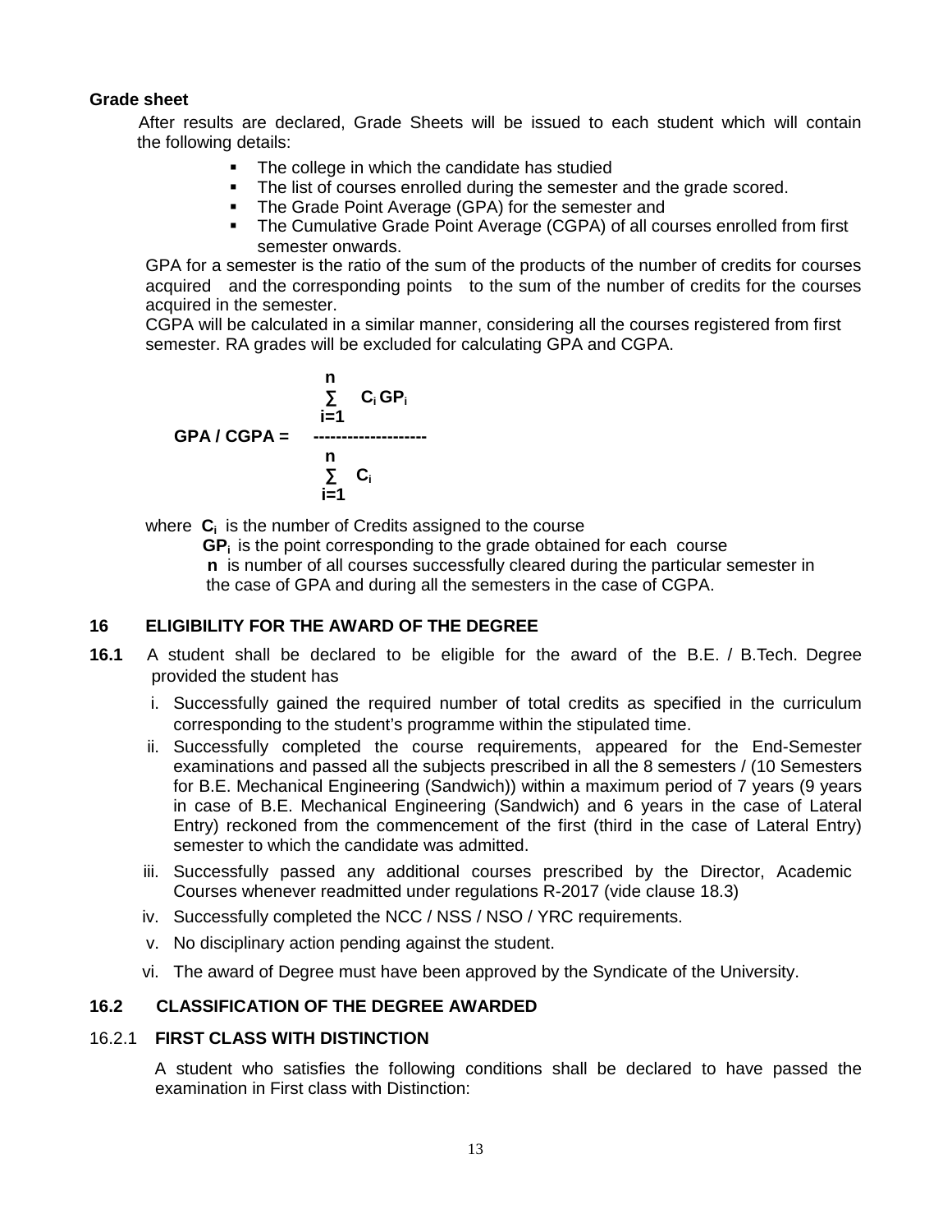**Grade sheet**

After results are declared, Grade Sheets will be issued to each student which will contain the following details:

- The college in which the candidate has studied
- The list of courses enrolled during the semester and the grade scored.
- The Grade Point Average (GPA) for the semester and
- The Cumulative Grade Point Average (CGPA) of all courses enrolled from first semester onwards.

GPA for a semester is the ratio of the sum of the products of the number of credits for courses acquired and the corresponding points to the sum of the number of credits for the courses acquired in the semester.

CGPA will be calculated in a similar manner, considering all the courses registered from first semester. RA grades will be excluded for calculating GPA and CGPA.

$$\text{GPA / CGPA} = \frac{\sum_{i=1}^{n} C_i \, GP_i}{\sum_{i=1}^{n} C_i}$$

where $C_i$ is the number of Credits assigned to the course

$GP_i$ is the point corresponding to the grade obtained for each course

$n$ is number of all courses successfully cleared during the particular semester in the case of GPA and during all the semesters in the case of CGPA.

## 16 ELIGIBILITY FOR THE AWARD OF THE DEGREE

**16.1** A student shall be declared to be eligible for the award of the B.E. / B.Tech. Degree provided the student has

i. Successfully gained the required number of total credits as specified in the curriculum corresponding to the student's programme within the stipulated time.

ii. Successfully completed the course requirements, appeared for the End-Semester examinations and passed all the subjects prescribed in all the 8 semesters / (10 Semesters for B.E. Mechanical Engineering (Sandwich)) within a maximum period of 7 years (9 years in case of B.E. Mechanical Engineering (Sandwich) and 6 years in the case of Lateral Entry) reckoned from the commencement of the first (third in the case of Lateral Entry) semester to which the candidate was admitted.

iii. Successfully passed any additional courses prescribed by the Director, Academic Courses whenever readmitted under regulations R-2017 (vide clause 18.3)

iv. Successfully completed the NCC / NSS / NSO / YRC requirements.

v. No disciplinary action pending against the student.

vi. The award of Degree must have been approved by the Syndicate of the University.

### 16.2 CLASSIFICATION OF THE DEGREE AWARDED

#### 16.2.1 FIRST CLASS WITH DISTINCTION

A student who satisfies the following conditions shall be declared to have passed the examination in First class with Distinction: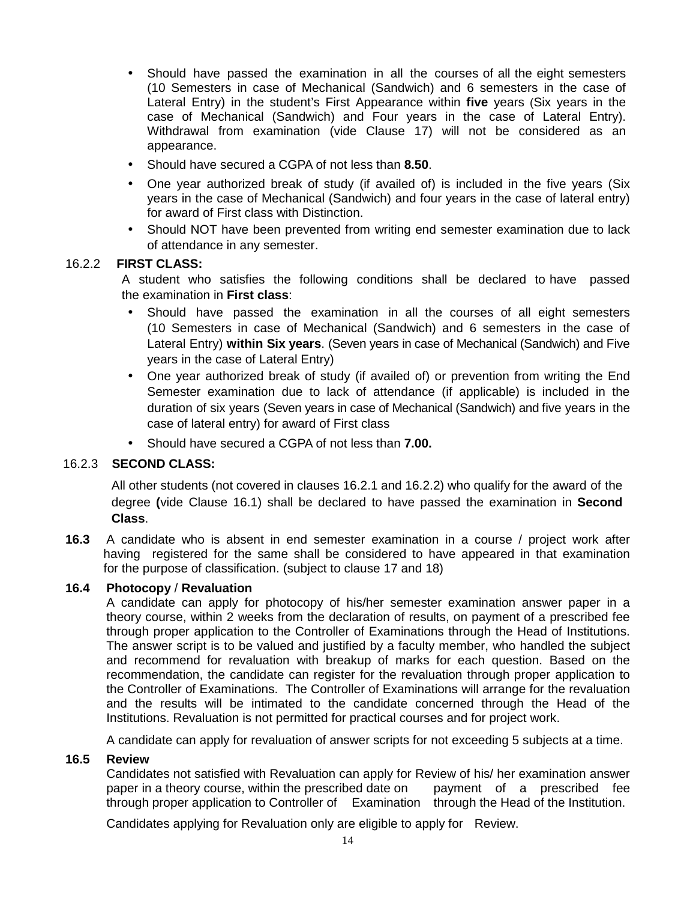- Should have passed the examination in all the courses of all the eight semesters (10 Semesters in case of Mechanical (Sandwich) and 6 semesters in the case of Lateral Entry) in the student's First Appearance within **five** years (Six years in the case of Mechanical (Sandwich) and Four years in the case of Lateral Entry). Withdrawal from examination (vide Clause 17) will not be considered as an appearance.
- Should have secured a CGPA of not less than **8.50**.
- One year authorized break of study (if availed of) is included in the five years (Six years in the case of Mechanical (Sandwich) and four years in the case of lateral entry) for award of First class with Distinction.
- Should NOT have been prevented from writing end semester examination due to lack of attendance in any semester.

16.2.2 **FIRST CLASS:**

A student who satisfies the following conditions shall be declared to have passed the examination in **First class**:

- Should have passed the examination in all the courses of all eight semesters (10 Semesters in case of Mechanical (Sandwich) and 6 semesters in the case of Lateral Entry) **within Six years**. (Seven years in case of Mechanical (Sandwich) and Five years in the case of Lateral Entry)
- One year authorized break of study (if availed of) or prevention from writing the End Semester examination due to lack of attendance (if applicable) is included in the duration of six years (Seven years in case of Mechanical (Sandwich) and five years in the case of lateral entry) for award of First class
- Should have secured a CGPA of not less than **7.00.**

16.2.3 **SECOND CLASS:**

All other students (not covered in clauses 16.2.1 and 16.2.2) who qualify for the award of the degree **(**vide Clause 16.1) shall be declared to have passed the examination in **Second Class**.

**16.3** A candidate who is absent in end semester examination in a course / project work after having registered for the same shall be considered to have appeared in that examination for the purpose of classification. (subject to clause 17 and 18)

**16.4 Photocopy / Revaluation**

A candidate can apply for photocopy of his/her semester examination answer paper in a theory course, within 2 weeks from the declaration of results, on payment of a prescribed fee through proper application to the Controller of Examinations through the Head of Institutions. The answer script is to be valued and justified by a faculty member, who handled the subject and recommend for revaluation with breakup of marks for each question. Based on the recommendation, the candidate can register for the revaluation through proper application to the Controller of Examinations. The Controller of Examinations will arrange for the revaluation and the results will be intimated to the candidate concerned through the Head of the Institutions. Revaluation is not permitted for practical courses and for project work.

A candidate can apply for revaluation of answer scripts for not exceeding 5 subjects at a time.

**16.5 Review**

Candidates not satisfied with Revaluation can apply for Review of his/ her examination answer paper in a theory course, within the prescribed date on payment of a prescribed fee through proper application to Controller of Examination through the Head of the Institution.

Candidates applying for Revaluation only are eligible to apply for Review.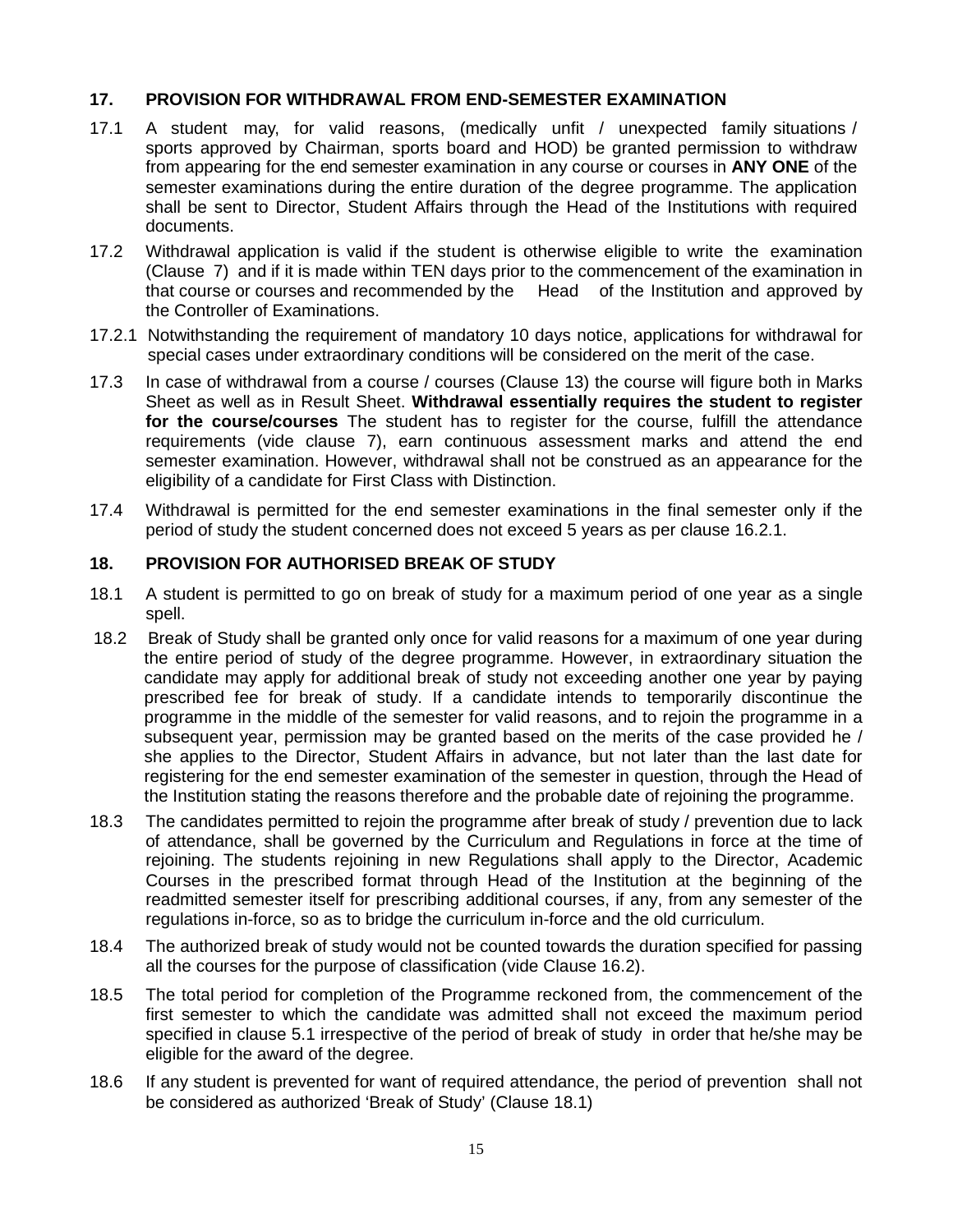## 17. PROVISION FOR WITHDRAWAL FROM END-SEMESTER EXAMINATION

17.1 A student may, for valid reasons, (medically unfit / unexpected family situations / sports approved by Chairman, sports board and HOD) be granted permission to withdraw from appearing for the end semester examination in any course or courses in **ANY ONE** of the semester examinations during the entire duration of the degree programme. The application shall be sent to Director, Student Affairs through the Head of the Institutions with required documents.

17.2 Withdrawal application is valid if the student is otherwise eligible to write the examination (Clause 7) and if it is made within TEN days prior to the commencement of the examination in that course or courses and recommended by the Head of the Institution and approved by the Controller of Examinations.

17.2.1 Notwithstanding the requirement of mandatory 10 days notice, applications for withdrawal for special cases under extraordinary conditions will be considered on the merit of the case.

17.3 In case of withdrawal from a course / courses (Clause 13) the course will figure both in Marks Sheet as well as in Result Sheet. **Withdrawal essentially requires the student to register for the course/courses** The student has to register for the course, fulfill the attendance requirements (vide clause 7), earn continuous assessment marks and attend the end semester examination. However, withdrawal shall not be construed as an appearance for the eligibility of a candidate for First Class with Distinction.

17.4 Withdrawal is permitted for the end semester examinations in the final semester only if the period of study the student concerned does not exceed 5 years as per clause 16.2.1.

## 18. PROVISION FOR AUTHORISED BREAK OF STUDY

18.1 A student is permitted to go on break of study for a maximum period of one year as a single spell.

18.2 Break of Study shall be granted only once for valid reasons for a maximum of one year during the entire period of study of the degree programme. However, in extraordinary situation the candidate may apply for additional break of study not exceeding another one year by paying prescribed fee for break of study. If a candidate intends to temporarily discontinue the programme in the middle of the semester for valid reasons, and to rejoin the programme in a subsequent year, permission may be granted based on the merits of the case provided he / she applies to the Director, Student Affairs in advance, but not later than the last date for registering for the end semester examination of the semester in question, through the Head of the Institution stating the reasons therefore and the probable date of rejoining the programme.

18.3 The candidates permitted to rejoin the programme after break of study / prevention due to lack of attendance, shall be governed by the Curriculum and Regulations in force at the time of rejoining. The students rejoining in new Regulations shall apply to the Director, Academic Courses in the prescribed format through Head of the Institution at the beginning of the readmitted semester itself for prescribing additional courses, if any, from any semester of the regulations in-force, so as to bridge the curriculum in-force and the old curriculum.

18.4 The authorized break of study would not be counted towards the duration specified for passing all the courses for the purpose of classification (vide Clause 16.2).

18.5 The total period for completion of the Programme reckoned from, the commencement of the first semester to which the candidate was admitted shall not exceed the maximum period specified in clause 5.1 irrespective of the period of break of study in order that he/she may be eligible for the award of the degree.

18.6 If any student is prevented for want of required attendance, the period of prevention shall not be considered as authorized 'Break of Study' (Clause 18.1)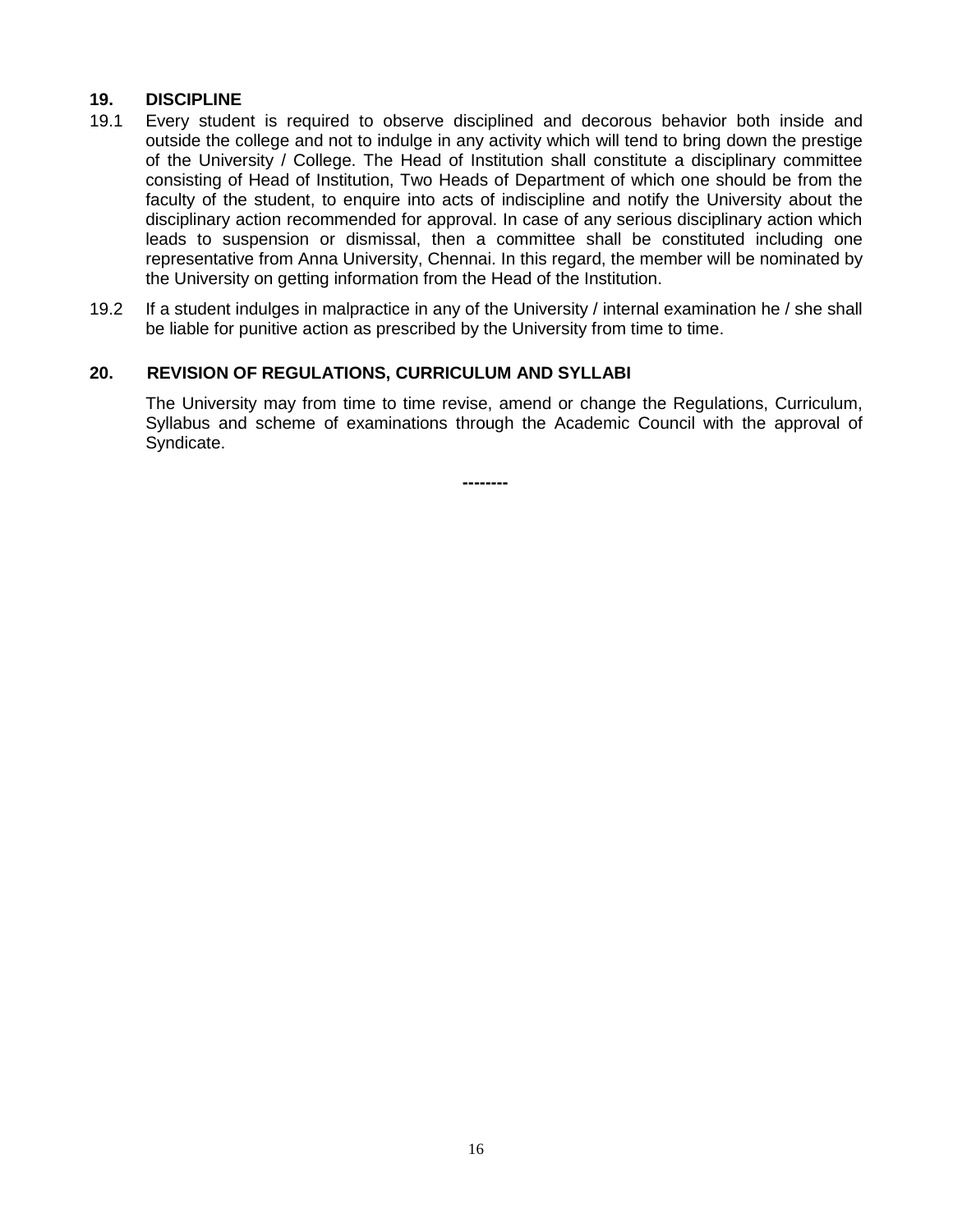## 19. DISCIPLINE

19.1 Every student is required to observe disciplined and decorous behavior both inside and outside the college and not to indulge in any activity which will tend to bring down the prestige of the University / College. The Head of Institution shall constitute a disciplinary committee consisting of Head of Institution, Two Heads of Department of which one should be from the faculty of the student, to enquire into acts of indiscipline and notify the University about the disciplinary action recommended for approval. In case of any serious disciplinary action which leads to suspension or dismissal, then a committee shall be constituted including one representative from Anna University, Chennai. In this regard, the member will be nominated by the University on getting information from the Head of the Institution.

19.2 If a student indulges in malpractice in any of the University / internal examination he / she shall be liable for punitive action as prescribed by the University from time to time.

## 20. REVISION OF REGULATIONS, CURRICULUM AND SYLLABI

The University may from time to time revise, amend or change the Regulations, Curriculum, Syllabus and scheme of examinations through the Academic Council with the approval of Syndicate.

--------